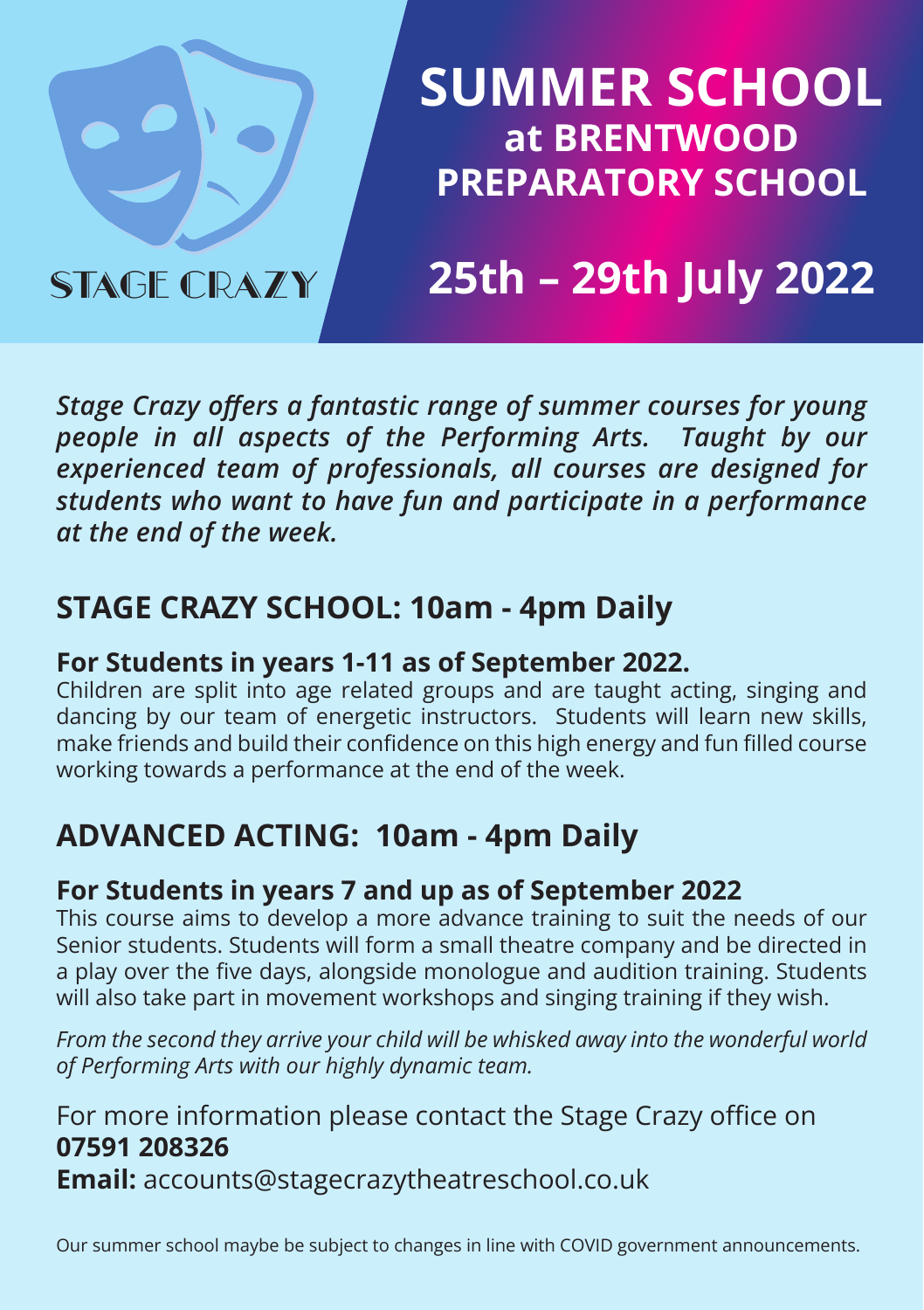STAGE CRAZY

# SUMMER SCHOOL
## at BRENTWOOD PREPARATORY SCHOOL

# 25th – 29th July 2022

***Stage Crazy offers a fantastic range of summer courses for young people in all aspects of the Performing Arts. Taught by our experienced team of professionals, all courses are designed for students who want to have fun and participate in a performance at the end of the week.***

## STAGE CRAZY SCHOOL: 10am - 4pm Daily

### For Students in years 1-11 as of September 2022.

Children are split into age related groups and are taught acting, singing and dancing by our team of energetic instructors. Students will learn new skills, make friends and build their confidence on this high energy and fun filled course working towards a performance at the end of the week.

## ADVANCED ACTING: 10am - 4pm Daily

### For Students in years 7 and up as of September 2022

This course aims to develop a more advance training to suit the needs of our Senior students. Students will form a small theatre company and be directed in a play over the five days, alongside monologue and audition training. Students will also take part in movement workshops and singing training if they wish.

*From the second they arrive your child will be whisked away into the wonderful world of Performing Arts with our highly dynamic team.*

For more information please contact the Stage Crazy office on **07591 208326**

**Email:** accounts@stagecrazytheatreschool.co.uk

Our summer school maybe be subject to changes in line with COVID government announcements.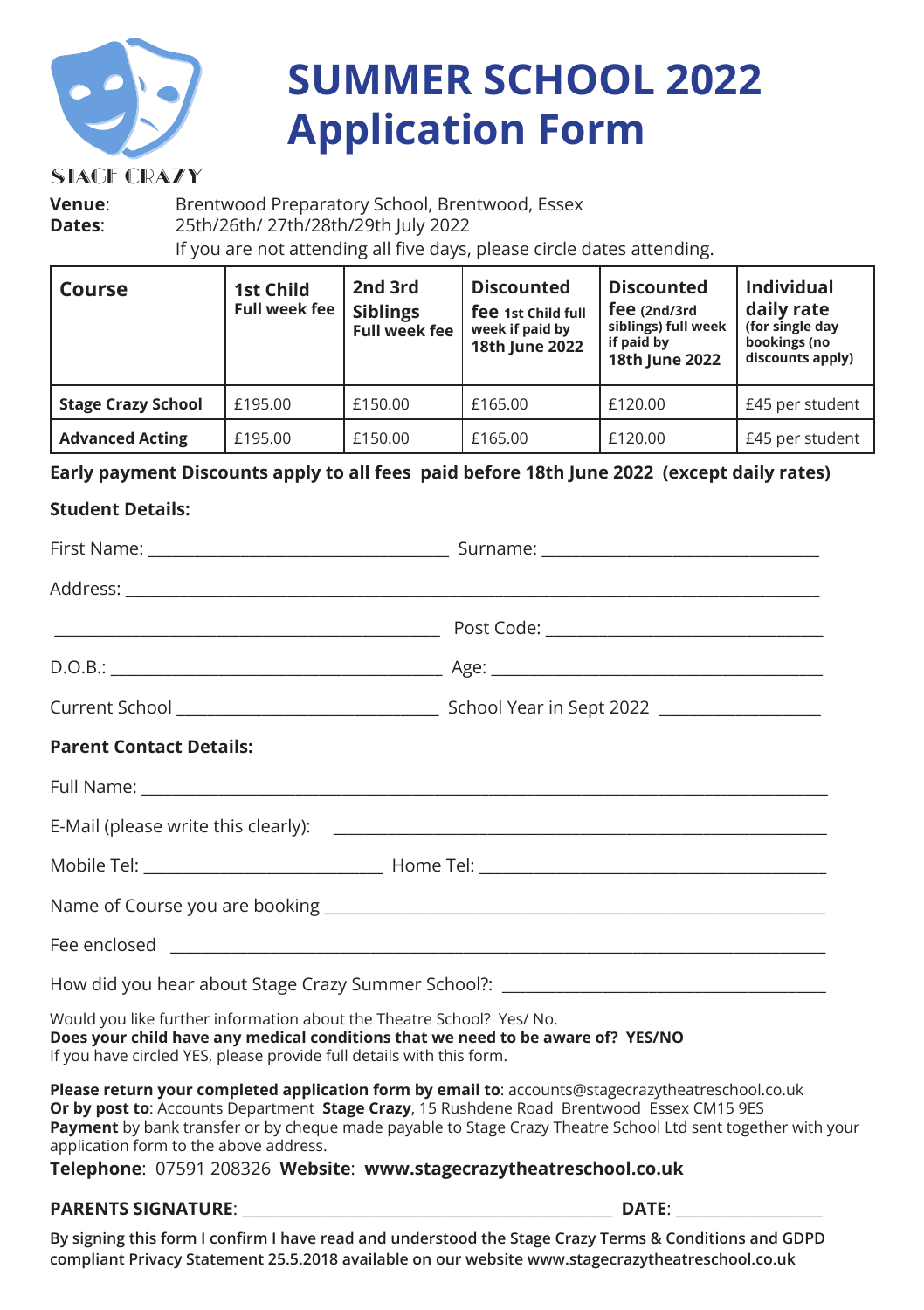STAGE CRAZY

# SUMMER SCHOOL 2022 Application Form

**Venue**: Brentwood Preparatory School, Brentwood, Essex
**Dates**: 25th/26th/ 27th/28th/29th July 2022
If you are not attending all five days, please circle dates attending.

| Course | 1st Child Full week fee | 2nd 3rd Siblings Full week fee | Discounted fee 1st Child full week if paid by 18th June 2022 | Discounted fee (2nd/3rd siblings) full week if paid by 18th June 2022 | Individual daily rate (for single day bookings (no discounts apply) |
|---|---|---|---|---|---|
| **Stage Crazy School** | £195.00 | £150.00 | £165.00 | £120.00 | £45 per student |
| **Advanced Acting** | £195.00 | £150.00 | £165.00 | £120.00 | £45 per student |

**Early payment Discounts apply to all fees paid before 18th June 2022 (except daily rates)**

**Student Details:**

First Name: ____________________ Surname: ____________________

Address: ________________________________________

____________________ Post Code: ____________________

D.O.B.: ____________________ Age: ____________________

Current School ____________________ School Year in Sept 2022 ____________

**Parent Contact Details:**

Full Name: ________________________________________

E-Mail (please write this clearly): ________________________________

Mobile Tel: ________________ Home Tel: ____________________

Name of Course you are booking ________________________________

Fee enclosed ________________________________________

How did you hear about Stage Crazy Summer School?: ____________________

Would you like further information about the Theatre School? Yes/ No.
**Does your child have any medical conditions that we need to be aware of? YES/NO**
If you have circled YES, please provide full details with this form.

**Please return your completed application form by email to**: accounts@stagecrazytheatreschool.co.uk
**Or by post to**: Accounts Department **Stage Crazy**, 15 Rushdene Road Brentwood Essex CM15 9ES
**Payment** by bank transfer or by cheque made payable to Stage Crazy Theatre School Ltd sent together with your application form to the above address.

**Telephone**: 07591 208326 **Website**: **www.stagecrazytheatreschool.co.uk**

**PARENTS SIGNATURE**: ________________________ **DATE**: ____________

**By signing this form I confirm I have read and understood the Stage Crazy Terms & Conditions and GDPD compliant Privacy Statement 25.5.2018 available on our website www.stagecrazytheatreschool.co.uk**